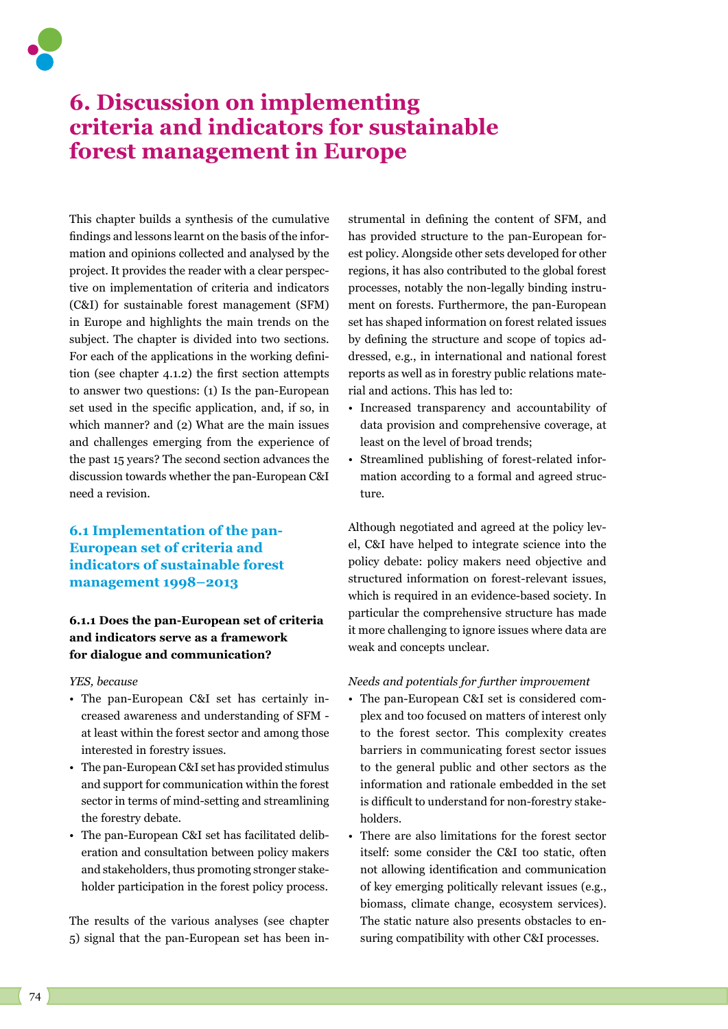# 6. Discussion on implementing criteria and indicators for sustainable forest management in Europe

This chapter builds a synthesis of the cumulative findings and lessons learnt on the basis of the information and opinions collected and analysed by the project. It provides the reader with a clear perspective on implementation of criteria and indicators (C&I) for sustainable forest management (SFM) in Europe and highlights the main trends on the subject. The chapter is divided into two sections. For each of the applications in the working definition (see chapter 4.1.2) the first section attempts to answer two questions: (1) Is the pan-European set used in the specific application, and, if so, in which manner? and (2) What are the main issues and challenges emerging from the experience of the past 15 years? The second section advances the discussion towards whether the pan-European C&I need a revision.

## 6.1 Implementation of the pan-European set of criteria and indicators of sustainable forest management 1998–2013

### 6.1.1 Does the pan-European set of criteria and indicators serve as a framework for dialogue and communication?

*YES, because*

- The pan-European C&I set has certainly increased awareness and understanding of SFM - at least within the forest sector and among those interested in forestry issues.
- The pan-European C&I set has provided stimulus and support for communication within the forest sector in terms of mind-setting and streamlining the forestry debate.
- The pan-European C&I set has facilitated deliberation and consultation between policy makers and stakeholders, thus promoting stronger stakeholder participation in the forest policy process.

The results of the various analyses (see chapter 5) signal that the pan-European set has been instrumental in defining the content of SFM, and has provided structure to the pan-European forest policy. Alongside other sets developed for other regions, it has also contributed to the global forest processes, notably the non-legally binding instrument on forests. Furthermore, the pan-European set has shaped information on forest related issues by defining the structure and scope of topics addressed, e.g., in international and national forest reports as well as in forestry public relations material and actions. This has led to:

- Increased transparency and accountability of data provision and comprehensive coverage, at least on the level of broad trends;
- Streamlined publishing of forest-related information according to a formal and agreed structure.

Although negotiated and agreed at the policy level, C&I have helped to integrate science into the policy debate: policy makers need objective and structured information on forest-relevant issues, which is required in an evidence-based society. In particular the comprehensive structure has made it more challenging to ignore issues where data are weak and concepts unclear.

*Needs and potentials for further improvement*

- The pan-European C&I set is considered complex and too focused on matters of interest only to the forest sector. This complexity creates barriers in communicating forest sector issues to the general public and other sectors as the information and rationale embedded in the set is difficult to understand for non-forestry stakeholders.
- There are also limitations for the forest sector itself: some consider the C&I too static, often not allowing identification and communication of key emerging politically relevant issues (e.g., biomass, climate change, ecosystem services). The static nature also presents obstacles to ensuring compatibility with other C&I processes.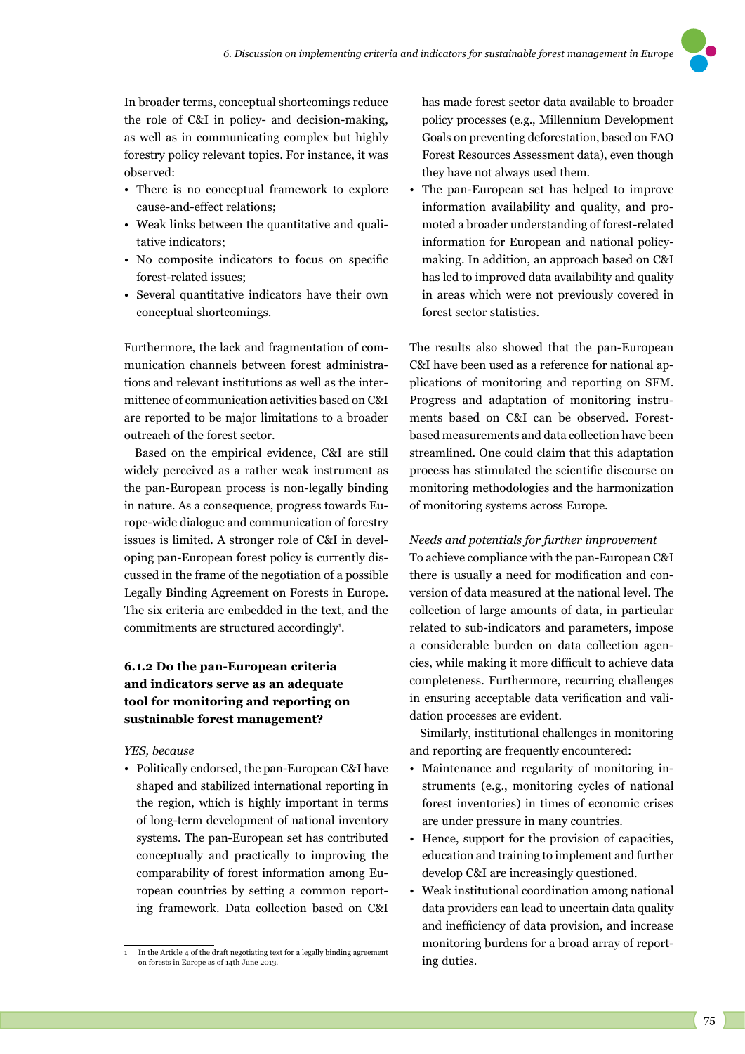In broader terms, conceptual shortcomings reduce the role of C&I in policy- and decision-making, as well as in communicating complex but highly forestry policy relevant topics. For instance, it was observed:

- There is no conceptual framework to explore cause-and-effect relations;
- Weak links between the quantitative and qualitative indicators;
- No composite indicators to focus on specific forest-related issues;
- Several quantitative indicators have their own conceptual shortcomings.

Furthermore, the lack and fragmentation of communication channels between forest administrations and relevant institutions as well as the intermittence of communication activities based on C&I are reported to be major limitations to a broader outreach of the forest sector.

Based on the empirical evidence, C&I are still widely perceived as a rather weak instrument as the pan-European process is non-legally binding in nature. As a consequence, progress towards Europe-wide dialogue and communication of forestry issues is limited. A stronger role of C&I in developing pan-European forest policy is currently discussed in the frame of the negotiation of a possible Legally Binding Agreement on Forests in Europe. The six criteria are embedded in the text, and the commitments are structured accordingly[1].

### 6.1.2 Do the pan-European criteria and indicators serve as an adequate tool for monitoring and reporting on sustainable forest management?

*YES, because*

- Politically endorsed, the pan-European C&I have shaped and stabilized international reporting in the region, which is highly important in terms of long-term development of national inventory systems. The pan-European set has contributed conceptually and practically to improving the comparability of forest information among European countries by setting a common reporting framework. Data collection based on C&I has made forest sector data available to broader policy processes (e.g., Millennium Development Goals on preventing deforestation, based on FAO Forest Resources Assessment data), even though they have not always used them.
- The pan-European set has helped to improve information availability and quality, and promoted a broader understanding of forest-related information for European and national policy-making. In addition, an approach based on C&I has led to improved data availability and quality in areas which were not previously covered in forest sector statistics.

The results also showed that the pan-European C&I have been used as a reference for national applications of monitoring and reporting on SFM. Progress and adaptation of monitoring instruments based on C&I can be observed. Forest-based measurements and data collection have been streamlined. One could claim that this adaptation process has stimulated the scientific discourse on monitoring methodologies and the harmonization of monitoring systems across Europe.

*Needs and potentials for further improvement*

To achieve compliance with the pan-European C&I there is usually a need for modification and conversion of data measured at the national level. The collection of large amounts of data, in particular related to sub-indicators and parameters, impose a considerable burden on data collection agencies, while making it more difficult to achieve data completeness. Furthermore, recurring challenges in ensuring acceptable data verification and validation processes are evident.

Similarly, institutional challenges in monitoring and reporting are frequently encountered:

- Maintenance and regularity of monitoring instruments (e.g., monitoring cycles of national forest inventories) in times of economic crises are under pressure in many countries.
- Hence, support for the provision of capacities, education and training to implement and further develop C&I are increasingly questioned.
- Weak institutional coordination among national data providers can lead to uncertain data quality and inefficiency of data provision, and increase monitoring burdens for a broad array of reporting duties.

---

1 In the Article 4 of the draft negotiating text for a legally binding agreement on forests in Europe as of 14th June 2013.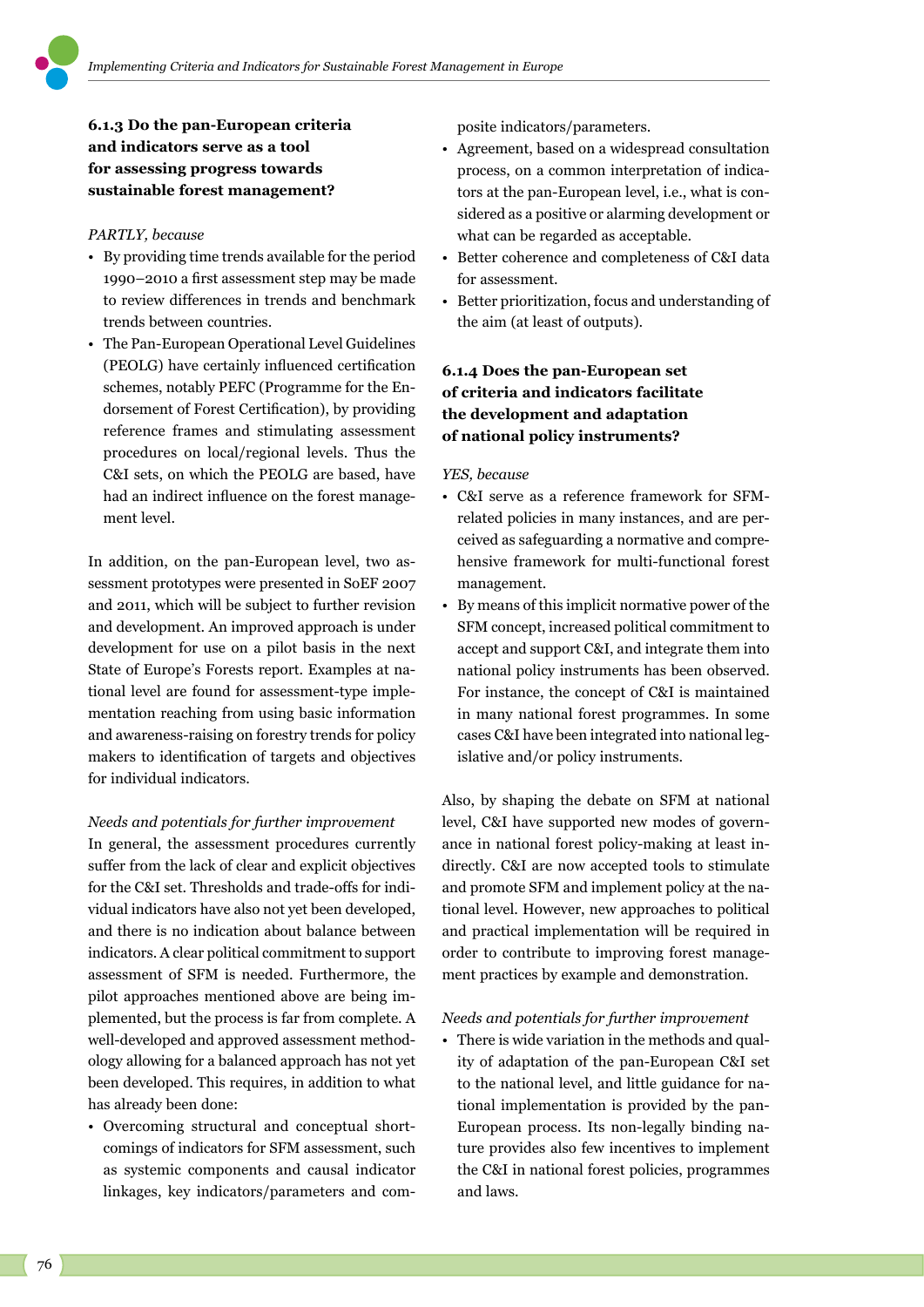#### 6.1.3 Do the pan-European criteria and indicators serve as a tool for assessing progress towards sustainable forest management?

*PARTLY, because*

- By providing time trends available for the period 1990–2010 a first assessment step may be made to review differences in trends and benchmark trends between countries.
- The Pan-European Operational Level Guidelines (PEOLG) have certainly influenced certification schemes, notably PEFC (Programme for the Endorsement of Forest Certification), by providing reference frames and stimulating assessment procedures on local/regional levels. Thus the C&I sets, on which the PEOLG are based, have had an indirect influence on the forest management level.

In addition, on the pan-European level, two assessment prototypes were presented in SoEF 2007 and 2011, which will be subject to further revision and development. An improved approach is under development for use on a pilot basis in the next State of Europe's Forests report. Examples at national level are found for assessment-type implementation reaching from using basic information and awareness-raising on forestry trends for policy makers to identification of targets and objectives for individual indicators.

*Needs and potentials for further improvement*

In general, the assessment procedures currently suffer from the lack of clear and explicit objectives for the C&I set. Thresholds and trade-offs for individual indicators have also not yet been developed, and there is no indication about balance between indicators. A clear political commitment to support assessment of SFM is needed. Furthermore, the pilot approaches mentioned above are being implemented, but the process is far from complete. A well-developed and approved assessment methodology allowing for a balanced approach has not yet been developed. This requires, in addition to what has already been done:

- Overcoming structural and conceptual shortcomings of indicators for SFM assessment, such as systemic components and causal indicator linkages, key indicators/parameters and composite indicators/parameters.
- Agreement, based on a widespread consultation process, on a common interpretation of indicators at the pan-European level, i.e., what is considered as a positive or alarming development or what can be regarded as acceptable.
- Better coherence and completeness of C&I data for assessment.
- Better prioritization, focus and understanding of the aim (at least of outputs).

#### 6.1.4 Does the pan-European set of criteria and indicators facilitate the development and adaptation of national policy instruments?

*YES, because*

- C&I serve as a reference framework for SFM-related policies in many instances, and are perceived as safeguarding a normative and comprehensive framework for multi-functional forest management.
- By means of this implicit normative power of the SFM concept, increased political commitment to accept and support C&I, and integrate them into national policy instruments has been observed. For instance, the concept of C&I is maintained in many national forest programmes. In some cases C&I have been integrated into national legislative and/or policy instruments.

Also, by shaping the debate on SFM at national level, C&I have supported new modes of governance in national forest policy-making at least indirectly. C&I are now accepted tools to stimulate and promote SFM and implement policy at the national level. However, new approaches to political and practical implementation will be required in order to contribute to improving forest management practices by example and demonstration.

*Needs and potentials for further improvement*

- There is wide variation in the methods and quality of adaptation of the pan-European C&I set to the national level, and little guidance for national implementation is provided by the pan-European process. Its non-legally binding nature provides also few incentives to implement the C&I in national forest policies, programmes and laws.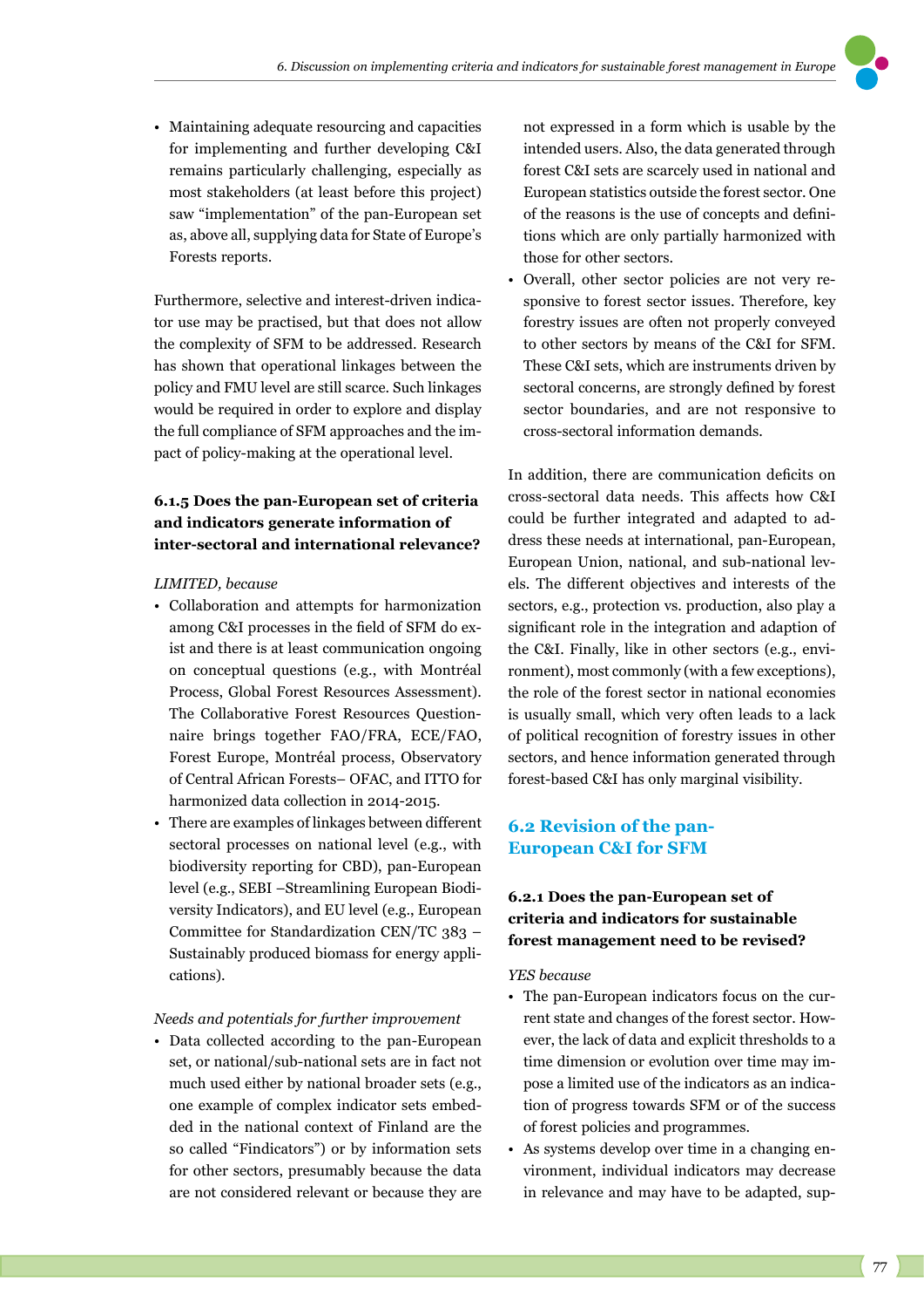- Maintaining adequate resourcing and capacities for implementing and further developing C&I remains particularly challenging, especially as most stakeholders (at least before this project) saw "implementation" of the pan-European set as, above all, supplying data for State of Europe's Forests reports.

Furthermore, selective and interest-driven indicator use may be practised, but that does not allow the complexity of SFM to be addressed. Research has shown that operational linkages between the policy and FMU level are still scarce. Such linkages would be required in order to explore and display the full compliance of SFM approaches and the impact of policy-making at the operational level.

### 6.1.5 Does the pan-European set of criteria and indicators generate information of inter-sectoral and international relevance?

*LIMITED, because*

- Collaboration and attempts for harmonization among C&I processes in the field of SFM do exist and there is at least communication ongoing on conceptual questions (e.g., with Montréal Process, Global Forest Resources Assessment). The Collaborative Forest Resources Questionnaire brings together FAO/FRA, ECE/FAO, Forest Europe, Montréal process, Observatory of Central African Forests– OFAC, and ITTO for harmonized data collection in 2014-2015.
- There are examples of linkages between different sectoral processes on national level (e.g., with biodiversity reporting for CBD), pan-European level (e.g., SEBI –Streamlining European Biodiversity Indicators), and EU level (e.g., European Committee for Standardization CEN/TC 383 – Sustainably produced biomass for energy applications).

*Needs and potentials for further improvement*

- Data collected according to the pan-European set, or national/sub-national sets are in fact not much used either by national broader sets (e.g., one example of complex indicator sets embedded in the national context of Finland are the so called "Findicators") or by information sets for other sectors, presumably because the data are not considered relevant or because they are not expressed in a form which is usable by the intended users. Also, the data generated through forest C&I sets are scarcely used in national and European statistics outside the forest sector. One of the reasons is the use of concepts and definitions which are only partially harmonized with those for other sectors.
- Overall, other sector policies are not very responsive to forest sector issues. Therefore, key forestry issues are often not properly conveyed to other sectors by means of the C&I for SFM. These C&I sets, which are instruments driven by sectoral concerns, are strongly defined by forest sector boundaries, and are not responsive to cross-sectoral information demands.

In addition, there are communication deficits on cross-sectoral data needs. This affects how C&I could be further integrated and adapted to address these needs at international, pan-European, European Union, national, and sub-national levels. The different objectives and interests of the sectors, e.g., protection vs. production, also play a significant role in the integration and adaption of the C&I. Finally, like in other sectors (e.g., environment), most commonly (with a few exceptions), the role of the forest sector in national economies is usually small, which very often leads to a lack of political recognition of forestry issues in other sectors, and hence information generated through forest-based C&I has only marginal visibility.

## 6.2 Revision of the pan-European C&I for SFM

### 6.2.1 Does the pan-European set of criteria and indicators for sustainable forest management need to be revised?

*YES because*

- The pan-European indicators focus on the current state and changes of the forest sector. However, the lack of data and explicit thresholds to a time dimension or evolution over time may impose a limited use of the indicators as an indication of progress towards SFM or of the success of forest policies and programmes.
- As systems develop over time in a changing environment, individual indicators may decrease in relevance and may have to be adapted, sup-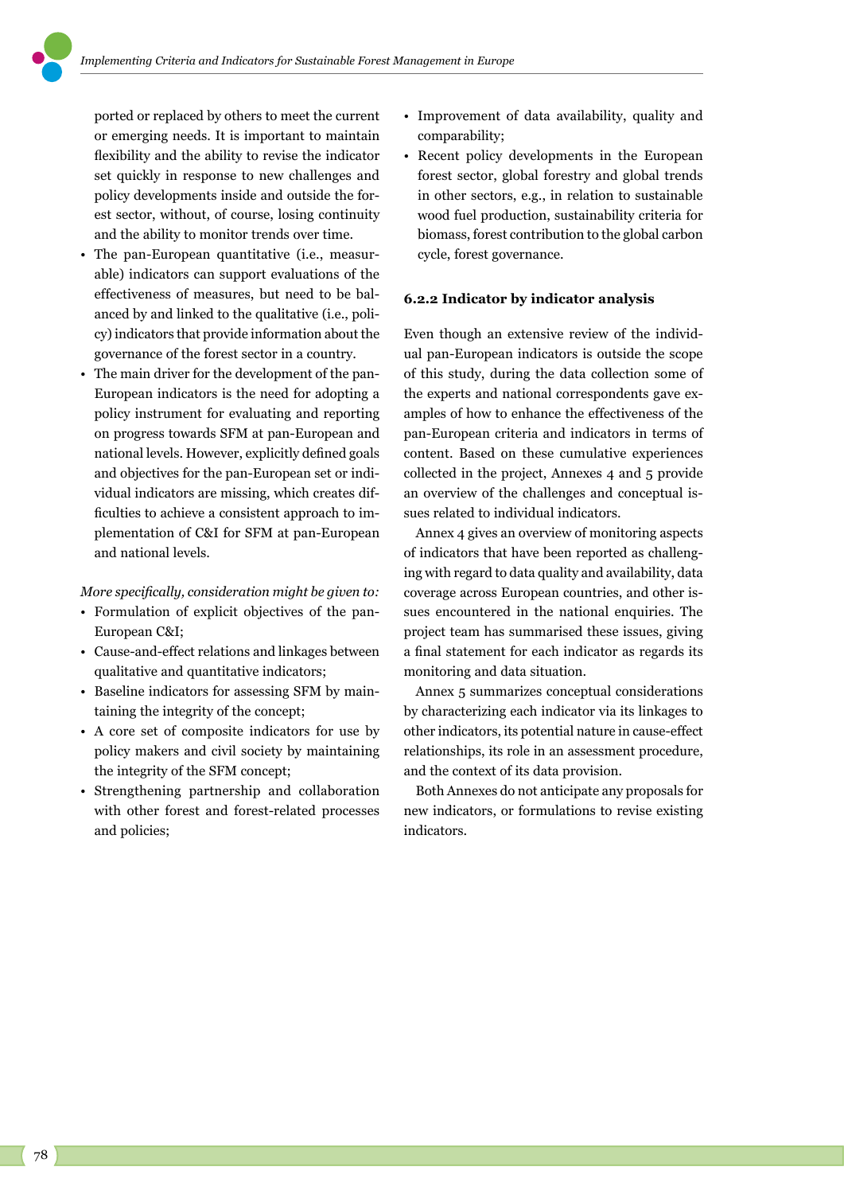ported or replaced by others to meet the current or emerging needs. It is important to maintain flexibility and the ability to revise the indicator set quickly in response to new challenges and policy developments inside and outside the forest sector, without, of course, losing continuity and the ability to monitor trends over time.

- The pan-European quantitative (i.e., measurable) indicators can support evaluations of the effectiveness of measures, but need to be balanced by and linked to the qualitative (i.e., policy) indicators that provide information about the governance of the forest sector in a country.
- The main driver for the development of the pan-European indicators is the need for adopting a policy instrument for evaluating and reporting on progress towards SFM at pan-European and national levels. However, explicitly defined goals and objectives for the pan-European set or individual indicators are missing, which creates difficulties to achieve a consistent approach to implementation of C&I for SFM at pan-European and national levels.

*More specifically, consideration might be given to:*

- Formulation of explicit objectives of the pan-European C&I;
- Cause-and-effect relations and linkages between qualitative and quantitative indicators;
- Baseline indicators for assessing SFM by maintaining the integrity of the concept;
- A core set of composite indicators for use by policy makers and civil society by maintaining the integrity of the SFM concept;
- Strengthening partnership and collaboration with other forest and forest-related processes and policies;
- Improvement of data availability, quality and comparability;
- Recent policy developments in the European forest sector, global forestry and global trends in other sectors, e.g., in relation to sustainable wood fuel production, sustainability criteria for biomass, forest contribution to the global carbon cycle, forest governance.

### 6.2.2 Indicator by indicator analysis

Even though an extensive review of the individual pan-European indicators is outside the scope of this study, during the data collection some of the experts and national correspondents gave examples of how to enhance the effectiveness of the pan-European criteria and indicators in terms of content. Based on these cumulative experiences collected in the project, Annexes 4 and 5 provide an overview of the challenges and conceptual issues related to individual indicators.

Annex 4 gives an overview of monitoring aspects of indicators that have been reported as challenging with regard to data quality and availability, data coverage across European countries, and other issues encountered in the national enquiries. The project team has summarised these issues, giving a final statement for each indicator as regards its monitoring and data situation.

Annex 5 summarizes conceptual considerations by characterizing each indicator via its linkages to other indicators, its potential nature in cause-effect relationships, its role in an assessment procedure, and the context of its data provision.

Both Annexes do not anticipate any proposals for new indicators, or formulations to revise existing indicators.